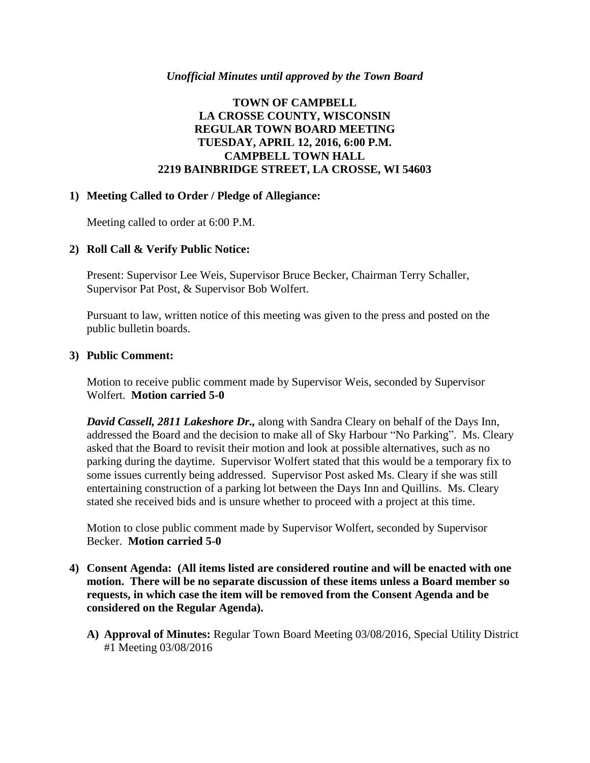*Unofficial Minutes until approved by the Town Board*

# TOWN OF CAMPBELL
# LA CROSSE COUNTY, WISCONSIN
# REGULAR TOWN BOARD MEETING
# TUESDAY, APRIL 12, 2016, 6:00 P.M.
# CAMPBELL TOWN HALL
# 2219 BAINBRIDGE STREET, LA CROSSE, WI 54603

## 1) Meeting Called to Order / Pledge of Allegiance:

Meeting called to order at 6:00 P.M.

## 2) Roll Call & Verify Public Notice:

Present: Supervisor Lee Weis, Supervisor Bruce Becker, Chairman Terry Schaller, Supervisor Pat Post, & Supervisor Bob Wolfert.

Pursuant to law, written notice of this meeting was given to the press and posted on the public bulletin boards.

## 3) Public Comment:

Motion to receive public comment made by Supervisor Weis, seconded by Supervisor Wolfert. **Motion carried 5-0**

***David Cassell, 2811 Lakeshore Dr.,*** along with Sandra Cleary on behalf of the Days Inn, addressed the Board and the decision to make all of Sky Harbour "No Parking". Ms. Cleary asked that the Board to revisit their motion and look at possible alternatives, such as no parking during the daytime. Supervisor Wolfert stated that this would be a temporary fix to some issues currently being addressed. Supervisor Post asked Ms. Cleary if she was still entertaining construction of a parking lot between the Days Inn and Quillins. Ms. Cleary stated she received bids and is unsure whether to proceed with a project at this time.

Motion to close public comment made by Supervisor Wolfert, seconded by Supervisor Becker. **Motion carried 5-0**

## 4) Consent Agenda: (All items listed are considered routine and will be enacted with one motion. There will be no separate discussion of these items unless a Board member so requests, in which case the item will be removed from the Consent Agenda and be considered on the Regular Agenda).

**A) Approval of Minutes:** Regular Town Board Meeting 03/08/2016, Special Utility District #1 Meeting 03/08/2016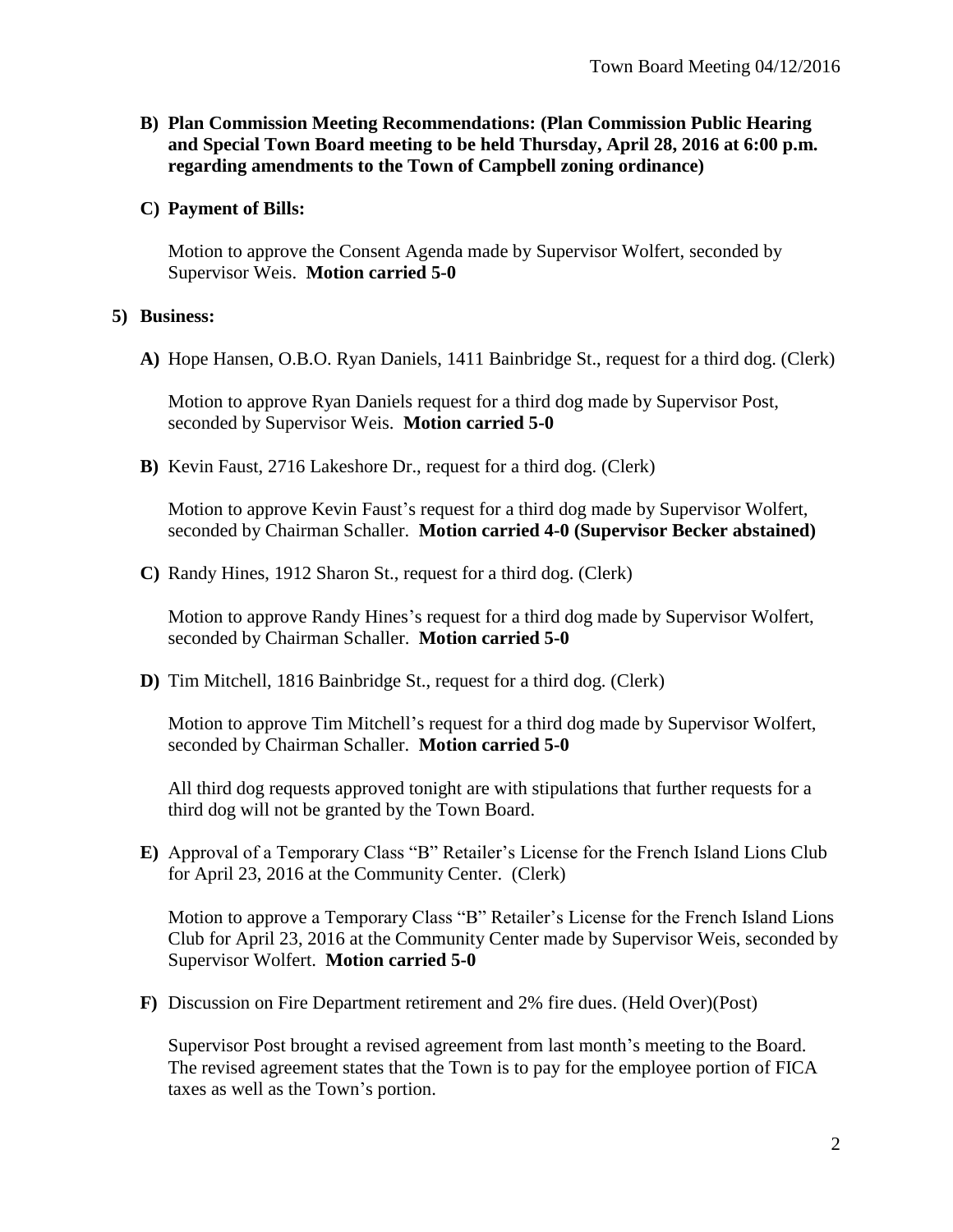**B) Plan Commission Meeting Recommendations: (Plan Commission Public Hearing and Special Town Board meeting to be held Thursday, April 28, 2016 at 6:00 p.m. regarding amendments to the Town of Campbell zoning ordinance)**

**C) Payment of Bills:**

Motion to approve the Consent Agenda made by Supervisor Wolfert, seconded by Supervisor Weis. **Motion carried 5-0**

**5) Business:**

**A)** Hope Hansen, O.B.O. Ryan Daniels, 1411 Bainbridge St., request for a third dog. (Clerk)

Motion to approve Ryan Daniels request for a third dog made by Supervisor Post, seconded by Supervisor Weis. **Motion carried 5-0**

**B)** Kevin Faust, 2716 Lakeshore Dr., request for a third dog. (Clerk)

Motion to approve Kevin Faust's request for a third dog made by Supervisor Wolfert, seconded by Chairman Schaller. **Motion carried 4-0 (Supervisor Becker abstained)**

**C)** Randy Hines, 1912 Sharon St., request for a third dog. (Clerk)

Motion to approve Randy Hines's request for a third dog made by Supervisor Wolfert, seconded by Chairman Schaller. **Motion carried 5-0**

**D)** Tim Mitchell, 1816 Bainbridge St., request for a third dog. (Clerk)

Motion to approve Tim Mitchell's request for a third dog made by Supervisor Wolfert, seconded by Chairman Schaller. **Motion carried 5-0**

All third dog requests approved tonight are with stipulations that further requests for a third dog will not be granted by the Town Board.

**E)** Approval of a Temporary Class "B" Retailer's License for the French Island Lions Club for April 23, 2016 at the Community Center. (Clerk)

Motion to approve a Temporary Class "B" Retailer's License for the French Island Lions Club for April 23, 2016 at the Community Center made by Supervisor Weis, seconded by Supervisor Wolfert. **Motion carried 5-0**

**F)** Discussion on Fire Department retirement and 2% fire dues. (Held Over)(Post)

Supervisor Post brought a revised agreement from last month's meeting to the Board. The revised agreement states that the Town is to pay for the employee portion of FICA taxes as well as the Town's portion.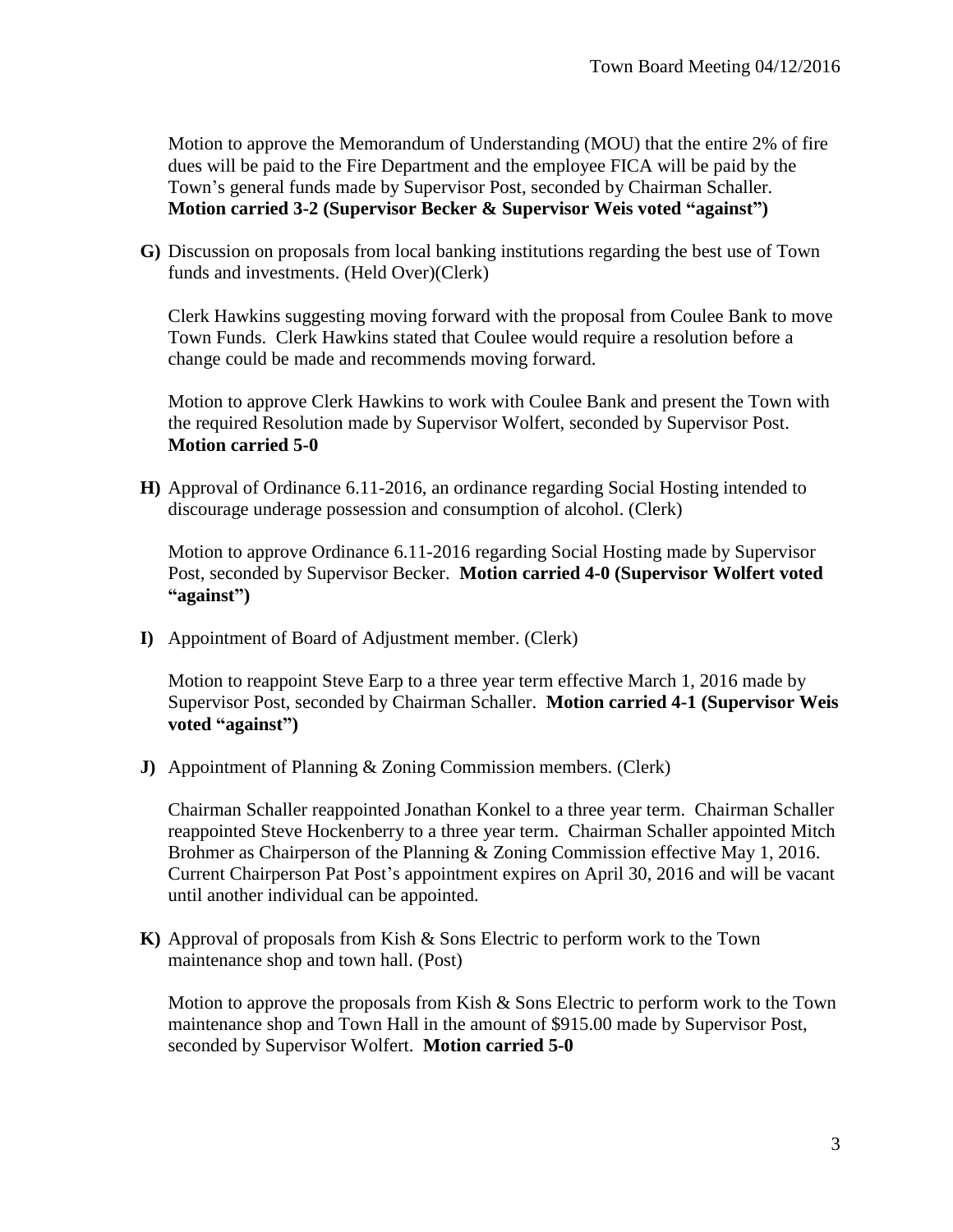Motion to approve the Memorandum of Understanding (MOU) that the entire 2% of fire dues will be paid to the Fire Department and the employee FICA will be paid by the Town's general funds made by Supervisor Post, seconded by Chairman Schaller. **Motion carried 3-2 (Supervisor Becker & Supervisor Weis voted "against")**

**G)** Discussion on proposals from local banking institutions regarding the best use of Town funds and investments. (Held Over)(Clerk)

Clerk Hawkins suggesting moving forward with the proposal from Coulee Bank to move Town Funds. Clerk Hawkins stated that Coulee would require a resolution before a change could be made and recommends moving forward.

Motion to approve Clerk Hawkins to work with Coulee Bank and present the Town with the required Resolution made by Supervisor Wolfert, seconded by Supervisor Post. **Motion carried 5-0**

**H)** Approval of Ordinance 6.11-2016, an ordinance regarding Social Hosting intended to discourage underage possession and consumption of alcohol. (Clerk)

Motion to approve Ordinance 6.11-2016 regarding Social Hosting made by Supervisor Post, seconded by Supervisor Becker. **Motion carried 4-0 (Supervisor Wolfert voted "against")**

**I)** Appointment of Board of Adjustment member. (Clerk)

Motion to reappoint Steve Earp to a three year term effective March 1, 2016 made by Supervisor Post, seconded by Chairman Schaller. **Motion carried 4-1 (Supervisor Weis voted "against")**

**J)** Appointment of Planning & Zoning Commission members. (Clerk)

Chairman Schaller reappointed Jonathan Konkel to a three year term. Chairman Schaller reappointed Steve Hockenberry to a three year term. Chairman Schaller appointed Mitch Brohmer as Chairperson of the Planning & Zoning Commission effective May 1, 2016. Current Chairperson Pat Post's appointment expires on April 30, 2016 and will be vacant until another individual can be appointed.

**K)** Approval of proposals from Kish & Sons Electric to perform work to the Town maintenance shop and town hall. (Post)

Motion to approve the proposals from Kish & Sons Electric to perform work to the Town maintenance shop and Town Hall in the amount of $915.00 made by Supervisor Post, seconded by Supervisor Wolfert. **Motion carried 5-0**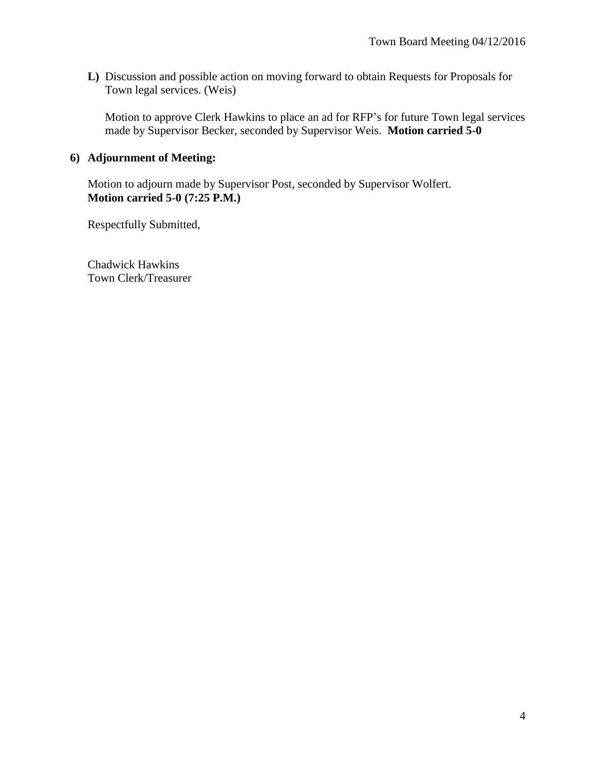**L)** Discussion and possible action on moving forward to obtain Requests for Proposals for Town legal services. (Weis)

Motion to approve Clerk Hawkins to place an ad for RFP's for future Town legal services made by Supervisor Becker, seconded by Supervisor Weis. **Motion carried 5-0**

**6) Adjournment of Meeting:**

Motion to adjourn made by Supervisor Post, seconded by Supervisor Wolfert.
**Motion carried 5-0 (7:25 P.M.)**

Respectfully Submitted,

Chadwick Hawkins
Town Clerk/Treasurer